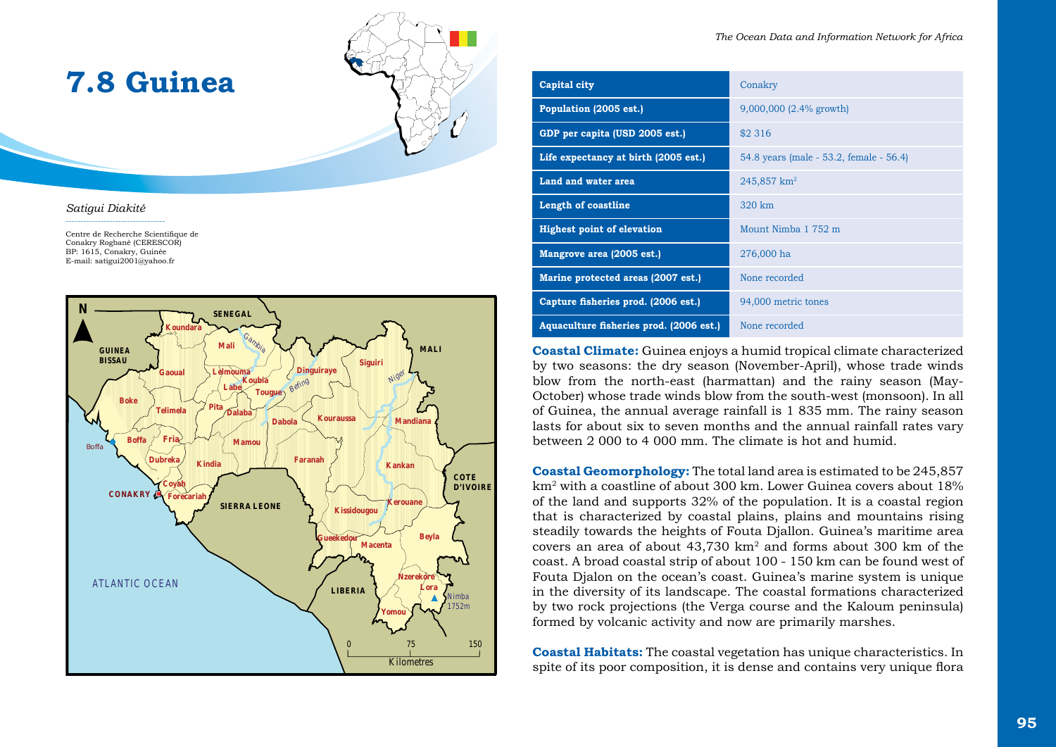# 7.8 Guinea

*Satigui Diakité*

Centre de Recherche Scientifique de Conakry Rogbané (CERESCOR)
BP: 1615, Conakry, Guinée
E-mail: satigui2001@yahoo.fr

| | |
|---|---|
| **Capital city** | Conakry |
| **Population (2005 est.)** | 9,000,000 (2.4% growth) |
| **GDP per capita (USD 2005 est.)** | $2 316 |
| **Life expectancy at birth (2005 est.)** | 54.8 years (male - 53.2, female - 56.4) |
| **Land and water area** | 245,857 km² |
| **Length of coastline** | 320 km |
| **Highest point of elevation** | Mount Nimba 1 752 m |
| **Mangrove area (2005 est.)** | 276,000 ha |
| **Marine protected areas (2007 est.)** | None recorded |
| **Capture fisheries prod. (2006 est.)** | 94,000 metric tones |
| **Aquaculture fisheries prod. (2006 est.)** | None recorded |

**Coastal Climate:** Guinea enjoys a humid tropical climate characterized by two seasons: the dry season (November-April), whose trade winds blow from the north-east (harmattan) and the rainy season (May-October) whose trade winds blow from the south-west (monsoon). In all of Guinea, the annual average rainfall is 1 835 mm. The rainy season lasts for about six to seven months and the annual rainfall rates vary between 2 000 to 4 000 mm. The climate is hot and humid.

**Coastal Geomorphology:** The total land area is estimated to be 245,857 km² with a coastline of about 300 km. Lower Guinea covers about 18% of the land and supports 32% of the population. It is a coastal region that is characterized by coastal plains, plains and mountains rising steadily towards the heights of Fouta Djallon. Guinea's maritime area covers an area of about 43,730 km² and forms about 300 km of the coast. A broad coastal strip of about 100 - 150 km can be found west of Fouta Djalon on the ocean's coast. Guinea's marine system is unique in the diversity of its landscape. The coastal formations characterized by two rock projections (the Verga course and the Kaloum peninsula) formed by volcanic activity and now are primarily marshes.

**Coastal Habitats:** The coastal vegetation has unique characteristics. In spite of its poor composition, it is dense and contains very unique flora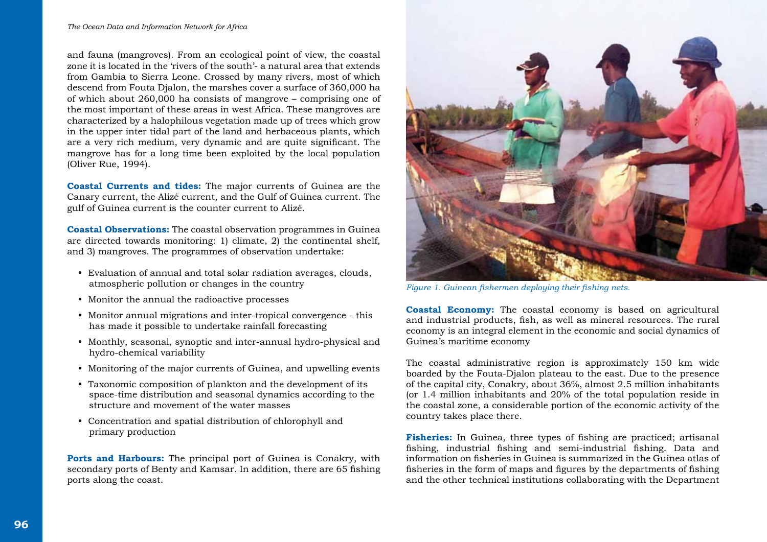and fauna (mangroves). From an ecological point of view, the coastal zone it is located in the 'rivers of the south'- a natural area that extends from Gambia to Sierra Leone. Crossed by many rivers, most of which descend from Fouta Djalon, the marshes cover a surface of 360,000 ha of which about 260,000 ha consists of mangrove – comprising one of the most important of these areas in west Africa. These mangroves are characterized by a halophilous vegetation made up of trees which grow in the upper inter tidal part of the land and herbaceous plants, which are a very rich medium, very dynamic and are quite significant. The mangrove has for a long time been exploited by the local population (Oliver Rue, 1994).

**Coastal Currents and tides:** The major currents of Guinea are the Canary current, the Alizé current, and the Gulf of Guinea current. The gulf of Guinea current is the counter current to Alizé.

**Coastal Observations:** The coastal observation programmes in Guinea are directed towards monitoring: 1) climate, 2) the continental shelf, and 3) mangroves. The programmes of observation undertake:

- Evaluation of annual and total solar radiation averages, clouds, atmospheric pollution or changes in the country
- Monitor the annual the radioactive processes
- Monitor annual migrations and inter-tropical convergence - this has made it possible to undertake rainfall forecasting
- Monthly, seasonal, synoptic and inter-annual hydro-physical and hydro-chemical variability
- Monitoring of the major currents of Guinea, and upwelling events
- Taxonomic composition of plankton and the development of its space-time distribution and seasonal dynamics according to the structure and movement of the water masses
- Concentration and spatial distribution of chlorophyll and primary production

**Ports and Harbours:** The principal port of Guinea is Conakry, with secondary ports of Benty and Kamsar. In addition, there are 65 fishing ports along the coast.

*Figure 1. Guinean fishermen deploying their fishing nets.*

**Coastal Economy:** The coastal economy is based on agricultural and industrial products, fish, as well as mineral resources. The rural economy is an integral element in the economic and social dynamics of Guinea's maritime economy

The coastal administrative region is approximately 150 km wide boarded by the Fouta-Djalon plateau to the east. Due to the presence of the capital city, Conakry, about 36%, almost 2.5 million inhabitants (or 1.4 million inhabitants and 20% of the total population reside in the coastal zone, a considerable portion of the economic activity of the country takes place there.

**Fisheries:** In Guinea, three types of fishing are practiced; artisanal fishing, industrial fishing and semi-industrial fishing. Data and information on fisheries in Guinea is summarized in the Guinea atlas of fisheries in the form of maps and figures by the departments of fishing and the other technical institutions collaborating with the Department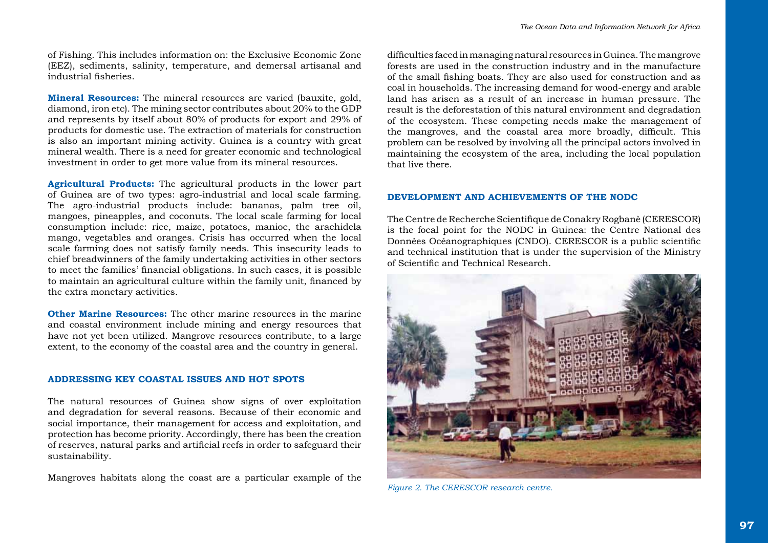of Fishing. This includes information on: the Exclusive Economic Zone (EEZ), sediments, salinity, temperature, and demersal artisanal and industrial fisheries.

**Mineral Resources:** The mineral resources are varied (bauxite, gold, diamond, iron etc). The mining sector contributes about 20% to the GDP and represents by itself about 80% of products for export and 29% of products for domestic use. The extraction of materials for construction is also an important mining activity. Guinea is a country with great mineral wealth. There is a need for greater economic and technological investment in order to get more value from its mineral resources.

**Agricultural Products:** The agricultural products in the lower part of Guinea are of two types: agro-industrial and local scale farming. The agro-industrial products include: bananas, palm tree oil, mangoes, pineapples, and coconuts. The local scale farming for local consumption include: rice, maize, potatoes, manioc, the arachidela mango, vegetables and oranges. Crisis has occurred when the local scale farming does not satisfy family needs. This insecurity leads to chief breadwinners of the family undertaking activities in other sectors to meet the families' financial obligations. In such cases, it is possible to maintain an agricultural culture within the family unit, financed by the extra monetary activities.

**Other Marine Resources:** The other marine resources in the marine and coastal environment include mining and energy resources that have not yet been utilized. Mangrove resources contribute, to a large extent, to the economy of the coastal area and the country in general.

## ADDRESSING KEY COASTAL ISSUES AND HOT SPOTS

The natural resources of Guinea show signs of over exploitation and degradation for several reasons. Because of their economic and social importance, their management for access and exploitation, and protection has become priority. Accordingly, there has been the creation of reserves, natural parks and artificial reefs in order to safeguard their sustainability.

Mangroves habitats along the coast are a particular example of the difficulties faced in managing natural resources in Guinea. The mangrove forests are used in the construction industry and in the manufacture of the small fishing boats. They are also used for construction and as coal in households. The increasing demand for wood-energy and arable land has arisen as a result of an increase in human pressure. The result is the deforestation of this natural environment and degradation of the ecosystem. These competing needs make the management of the mangroves, and the coastal area more broadly, difficult. This problem can be resolved by involving all the principal actors involved in maintaining the ecosystem of the area, including the local population that live there.

## DEVELOPMENT AND ACHIEVEMENTS OF THE NODC

The Centre de Recherche Scientifique de Conakry Rogbanè (CERESCOR) is the focal point for the NODC in Guinea: the Centre National des Données Océanographiques (CNDO). CERESCOR is a public scientific and technical institution that is under the supervision of the Ministry of Scientific and Technical Research.

*Figure 2. The CERESCOR research centre.*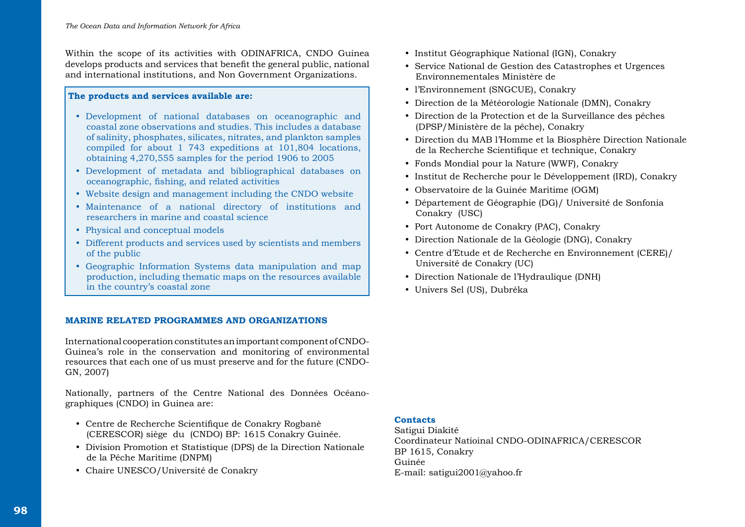Within the scope of its activities with ODINAFRICA, CNDO Guinea develops products and services that benefit the general public, national and international institutions, and Non Government Organizations.

**The products and services available are:**

- Development of national databases on oceanographic and coastal zone observations and studies. This includes a database of salinity, phosphates, silicates, nitrates, and plankton samples compiled for about 1 743 expeditions at 101,804 locations, obtaining 4,270,555 samples for the period 1906 to 2005
- Development of metadata and bibliographical databases on oceanographic, fishing, and related activities
- Website design and management including the CNDO website
- Maintenance of a national directory of institutions and researchers in marine and coastal science
- Physical and conceptual models
- Different products and services used by scientists and members of the public
- Geographic Information Systems data manipulation and map production, including thematic maps on the resources available in the country's coastal zone

## MARINE RELATED PROGRAMMES AND ORGANIZATIONS

International cooperation constitutes an important component of CNDO-Guinea's role in the conservation and monitoring of environmental resources that each one of us must preserve and for the future (CNDO-GN, 2007)

Nationally, partners of the Centre National des Données Océanographiques (CNDO) in Guinea are:

- Centre de Recherche Scientifique de Conakry Rogbanè (CERESCOR) siège du (CNDO) BP: 1615 Conakry Guinée.
- Division Promotion et Statistique (DPS) de la Direction Nationale de la Pêche Maritime (DNPM)
- Chaire UNESCO/Université de Conakry
- Institut Géographique National (IGN), Conakry
- Service National de Gestion des Catastrophes et Urgences Environnementales Ministère de
- l'Environnement (SNGCUE), Conakry
- Direction de la Météorologie Nationale (DMN), Conakry
- Direction de la Protection et de la Surveillance des pêches (DPSP/Ministère de la pêche), Conakry
- Direction du MAB l'Homme et la Biosphère Direction Nationale de la Recherche Scientifique et technique, Conakry
- Fonds Mondial pour la Nature (WWF), Conakry
- Institut de Recherche pour le Développement (IRD), Conakry
- Observatoire de la Guinée Maritime (OGM)
- Département de Géographie (DG)/ Université de Sonfonia Conakry (USC)
- Port Autonome de Conakry (PAC), Conakry
- Direction Nationale de la Géologie (DNG), Conakry
- Centre d'Etude et de Recherche en Environnement (CERE)/ Université de Conakry (UC)
- Direction Nationale de l'Hydraulique (DNH)
- Univers Sel (US), Dubréka

**Contacts**
Satigui Diakité
Coordinateur Natioinal CNDO-ODINAFRICA/CERESCOR
BP 1615, Conakry
Guinée
E-mail: satigui2001@yahoo.fr